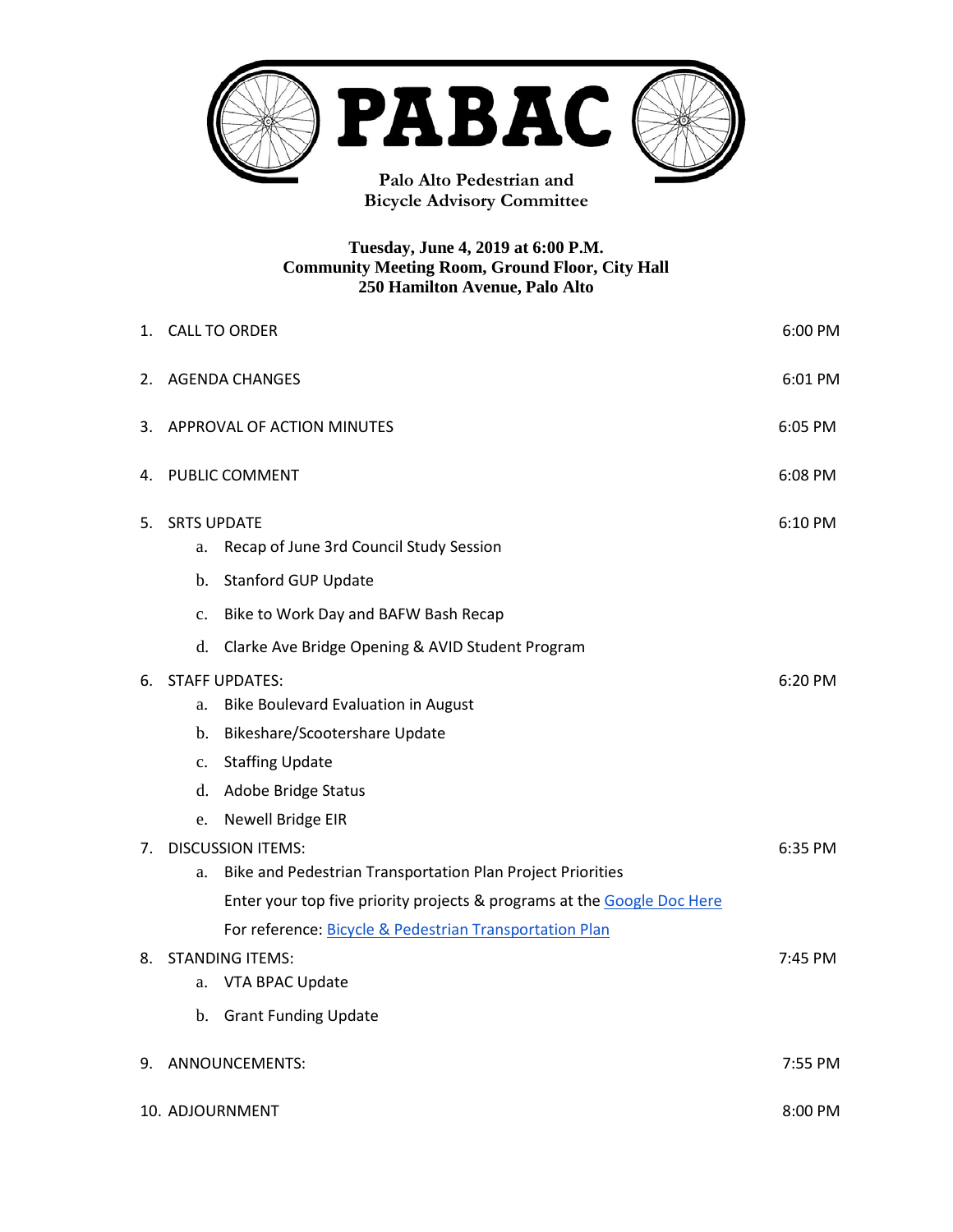# PABAC

**Palo Alto Pedestrian and Bicycle Advisory Committee**

**Tuesday, June 4, 2019 at 6:00 P.M.**
**Community Meeting Room, Ground Floor, City Hall**
**250 Hamilton Avenue, Palo Alto**

1. CALL TO ORDER — 6:00 PM
2. AGENDA CHANGES — 6:01 PM
3. APPROVAL OF ACTION MINUTES — 6:05 PM
4. PUBLIC COMMENT — 6:08 PM
5. SRTS UPDATE — 6:10 PM
   a. Recap of June 3rd Council Study Session
   b. Stanford GUP Update
   c. Bike to Work Day and BAFW Bash Recap
   d. Clarke Ave Bridge Opening & AVID Student Program
6. STAFF UPDATES: — 6:20 PM
   a. Bike Boulevard Evaluation in August
   b. Bikeshare/Scootershare Update
   c. Staffing Update
   d. Adobe Bridge Status
   e. Newell Bridge EIR
7. DISCUSSION ITEMS: — 6:35 PM
   a. Bike and Pedestrian Transportation Plan Project Priorities
      Enter your top five priority projects & programs at the Google Doc Here
      For reference: Bicycle & Pedestrian Transportation Plan
8. STANDING ITEMS: — 7:45 PM
   a. VTA BPAC Update
   b. Grant Funding Update
9. ANNOUNCEMENTS: — 7:55 PM
10. ADJOURNMENT — 8:00 PM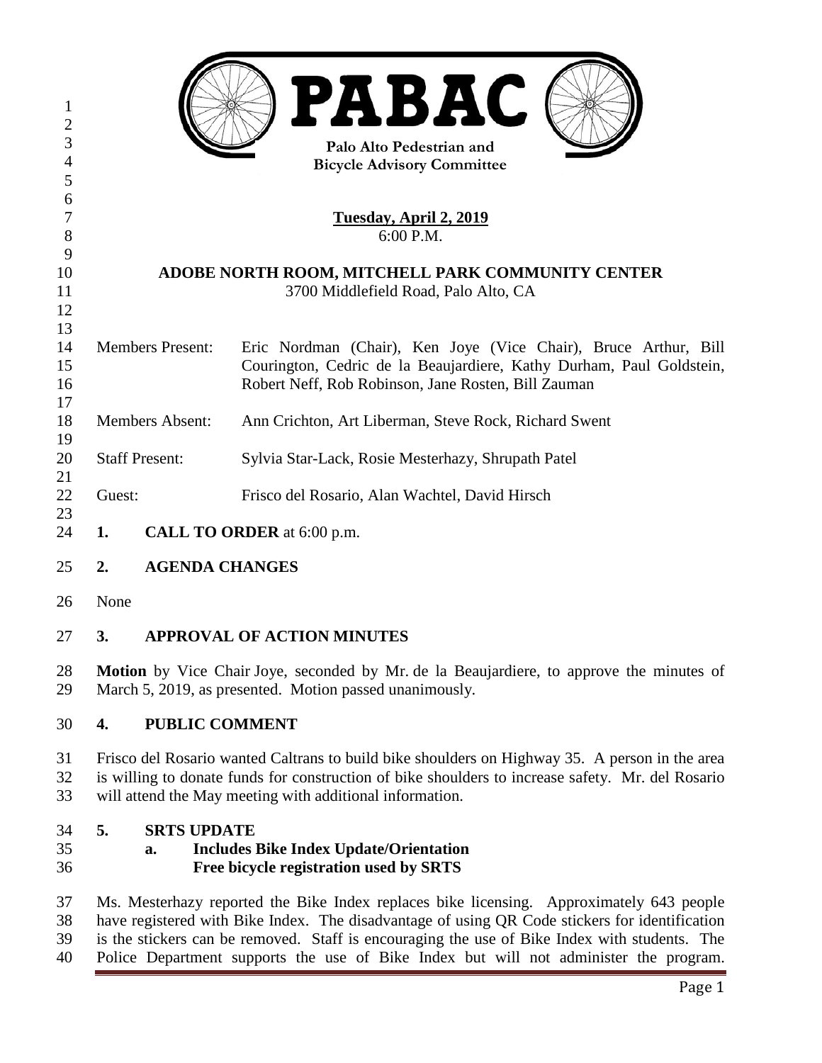# PABAC

Palo Alto Pedestrian and Bicycle Advisory Committee

**Tuesday, April 2, 2019**
6:00 P.M.

**ADOBE NORTH ROOM, MITCHELL PARK COMMUNITY CENTER**
3700 Middlefield Road, Palo Alto, CA

| | |
|---|---|
| Members Present: | Eric Nordman (Chair), Ken Joye (Vice Chair), Bruce Arthur, Bill Courington, Cedric de la Beaujardiere, Kathy Durham, Paul Goldstein, Robert Neff, Rob Robinson, Jane Rosten, Bill Zauman |
| Members Absent: | Ann Crichton, Art Liberman, Steve Rock, Richard Swent |
| Staff Present: | Sylvia Star-Lack, Rosie Mesterhazy, Shrupath Patel |
| Guest: | Frisco del Rosario, Alan Wachtel, David Hirsch |

**1. CALL TO ORDER** at 6:00 p.m.

**2. AGENDA CHANGES**

None

**3. APPROVAL OF ACTION MINUTES**

**Motion** by Vice Chair Joye, seconded by Mr. de la Beaujardiere, to approve the minutes of March 5, 2019, as presented. Motion passed unanimously.

**4. PUBLIC COMMENT**

Frisco del Rosario wanted Caltrans to build bike shoulders on Highway 35. A person in the area is willing to donate funds for construction of bike shoulders to increase safety. Mr. del Rosario will attend the May meeting with additional information.

**5. SRTS UPDATE**

**a. Includes Bike Index Update/Orientation**
**Free bicycle registration used by SRTS**

Ms. Mesterhazy reported the Bike Index replaces bike licensing. Approximately 643 people have registered with Bike Index. The disadvantage of using QR Code stickers for identification is the stickers can be removed. Staff is encouraging the use of Bike Index with students. The Police Department supports the use of Bike Index but will not administer the program.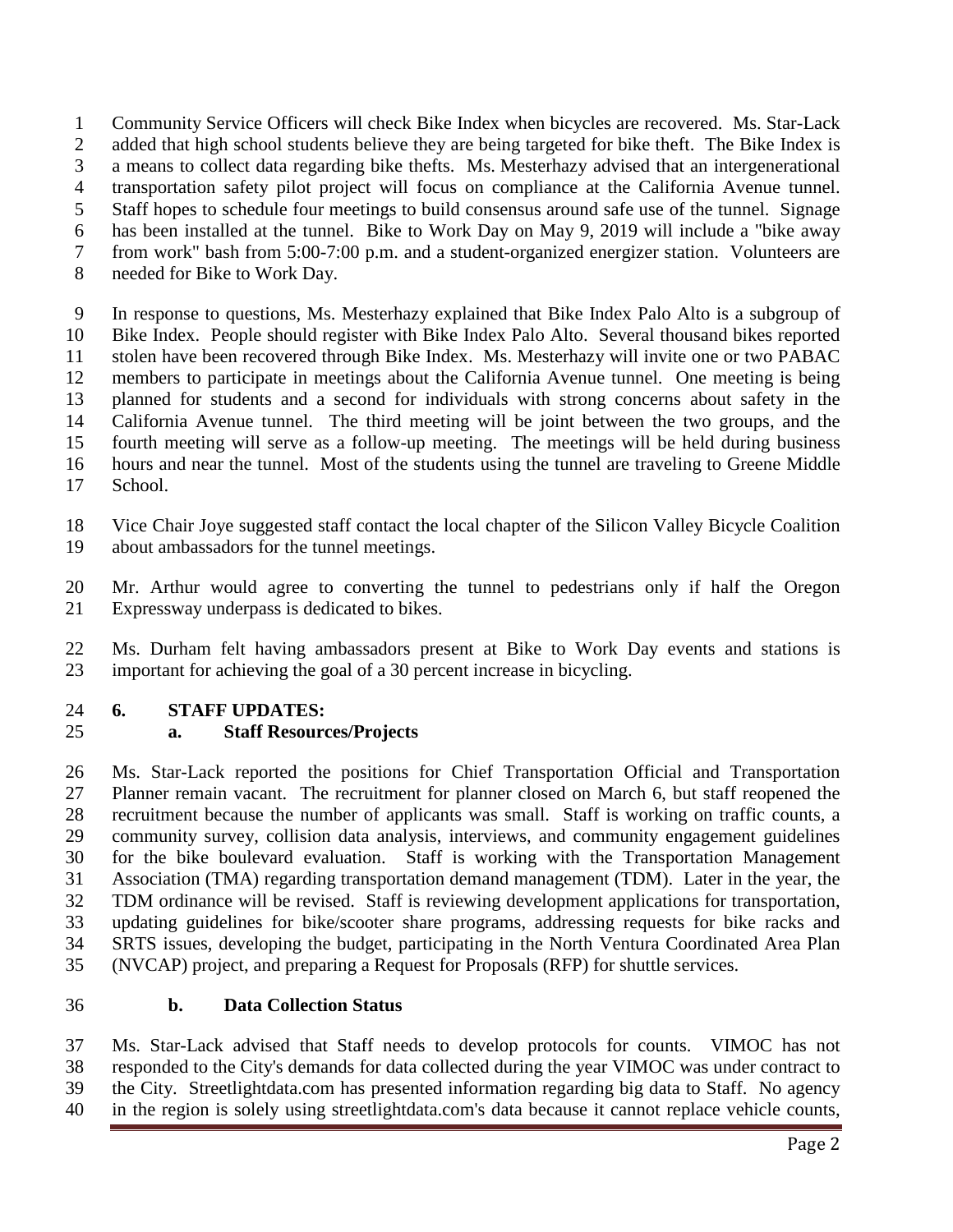Community Service Officers will check Bike Index when bicycles are recovered. Ms. Star-Lack added that high school students believe they are being targeted for bike theft. The Bike Index is a means to collect data regarding bike thefts. Ms. Mesterhazy advised that an intergenerational transportation safety pilot project will focus on compliance at the California Avenue tunnel. Staff hopes to schedule four meetings to build consensus around safe use of the tunnel. Signage has been installed at the tunnel. Bike to Work Day on May 9, 2019 will include a "bike away from work" bash from 5:00-7:00 p.m. and a student-organized energizer station. Volunteers are needed for Bike to Work Day.

In response to questions, Ms. Mesterhazy explained that Bike Index Palo Alto is a subgroup of Bike Index. People should register with Bike Index Palo Alto. Several thousand bikes reported stolen have been recovered through Bike Index. Ms. Mesterhazy will invite one or two PABAC members to participate in meetings about the California Avenue tunnel. One meeting is being planned for students and a second for individuals with strong concerns about safety in the California Avenue tunnel. The third meeting will be joint between the two groups, and the fourth meeting will serve as a follow-up meeting. The meetings will be held during business hours and near the tunnel. Most of the students using the tunnel are traveling to Greene Middle School.

Vice Chair Joye suggested staff contact the local chapter of the Silicon Valley Bicycle Coalition about ambassadors for the tunnel meetings.

Mr. Arthur would agree to converting the tunnel to pedestrians only if half the Oregon Expressway underpass is dedicated to bikes.

Ms. Durham felt having ambassadors present at Bike to Work Day events and stations is important for achieving the goal of a 30 percent increase in bicycling.

**6. STAFF UPDATES:**

**a. Staff Resources/Projects**

Ms. Star-Lack reported the positions for Chief Transportation Official and Transportation Planner remain vacant. The recruitment for planner closed on March 6, but staff reopened the recruitment because the number of applicants was small. Staff is working on traffic counts, a community survey, collision data analysis, interviews, and community engagement guidelines for the bike boulevard evaluation. Staff is working with the Transportation Management Association (TMA) regarding transportation demand management (TDM). Later in the year, the TDM ordinance will be revised. Staff is reviewing development applications for transportation, updating guidelines for bike/scooter share programs, addressing requests for bike racks and SRTS issues, developing the budget, participating in the North Ventura Coordinated Area Plan (NVCAP) project, and preparing a Request for Proposals (RFP) for shuttle services.

**b. Data Collection Status**

Ms. Star-Lack advised that Staff needs to develop protocols for counts. VIMOC has not responded to the City's demands for data collected during the year VIMOC was under contract to the City. Streetlightdata.com has presented information regarding big data to Staff. No agency in the region is solely using streetlightdata.com's data because it cannot replace vehicle counts,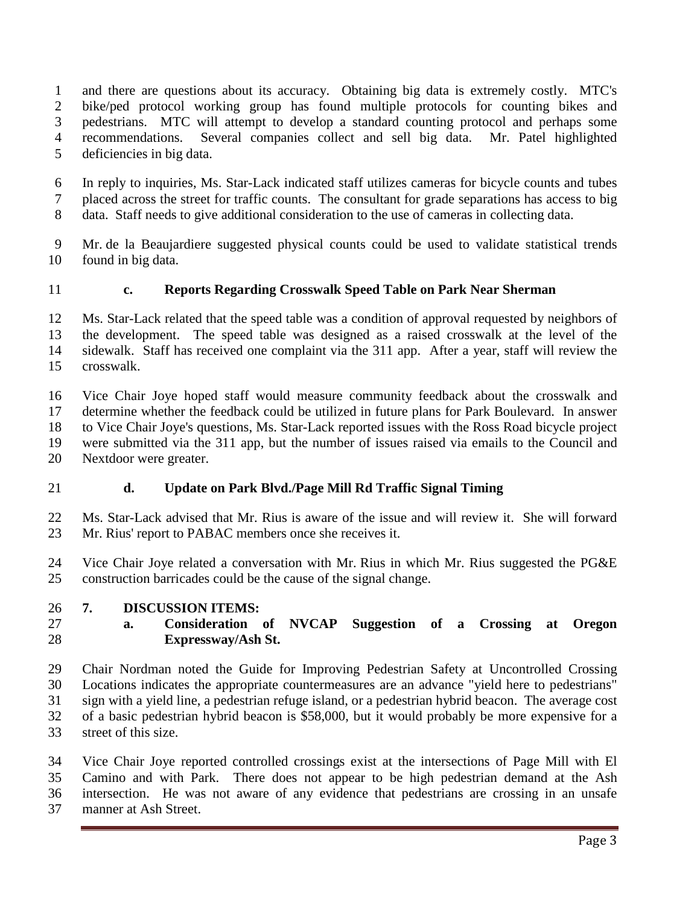and there are questions about its accuracy. Obtaining big data is extremely costly. MTC's bike/ped protocol working group has found multiple protocols for counting bikes and pedestrians. MTC will attempt to develop a standard counting protocol and perhaps some recommendations. Several companies collect and sell big data. Mr. Patel highlighted deficiencies in big data.

In reply to inquiries, Ms. Star-Lack indicated staff utilizes cameras for bicycle counts and tubes placed across the street for traffic counts. The consultant for grade separations has access to big data. Staff needs to give additional consideration to the use of cameras in collecting data.

Mr. de la Beaujardiere suggested physical counts could be used to validate statistical trends found in big data.

**c. Reports Regarding Crosswalk Speed Table on Park Near Sherman**

Ms. Star-Lack related that the speed table was a condition of approval requested by neighbors of the development. The speed table was designed as a raised crosswalk at the level of the sidewalk. Staff has received one complaint via the 311 app. After a year, staff will review the crosswalk.

Vice Chair Joye hoped staff would measure community feedback about the crosswalk and determine whether the feedback could be utilized in future plans for Park Boulevard. In answer to Vice Chair Joye's questions, Ms. Star-Lack reported issues with the Ross Road bicycle project were submitted via the 311 app, but the number of issues raised via emails to the Council and Nextdoor were greater.

**d. Update on Park Blvd./Page Mill Rd Traffic Signal Timing**

Ms. Star-Lack advised that Mr. Rius is aware of the issue and will review it. She will forward Mr. Rius' report to PABAC members once she receives it.

Vice Chair Joye related a conversation with Mr. Rius in which Mr. Rius suggested the PG&E construction barricades could be the cause of the signal change.

**7. DISCUSSION ITEMS:**

**a. Consideration of NVCAP Suggestion of a Crossing at Oregon Expressway/Ash St.**

Chair Nordman noted the Guide for Improving Pedestrian Safety at Uncontrolled Crossing Locations indicates the appropriate countermeasures are an advance "yield here to pedestrians" sign with a yield line, a pedestrian refuge island, or a pedestrian hybrid beacon. The average cost of a basic pedestrian hybrid beacon is $58,000, but it would probably be more expensive for a street of this size.

Vice Chair Joye reported controlled crossings exist at the intersections of Page Mill with El Camino and with Park. There does not appear to be high pedestrian demand at the Ash intersection. He was not aware of any evidence that pedestrians are crossing in an unsafe manner at Ash Street.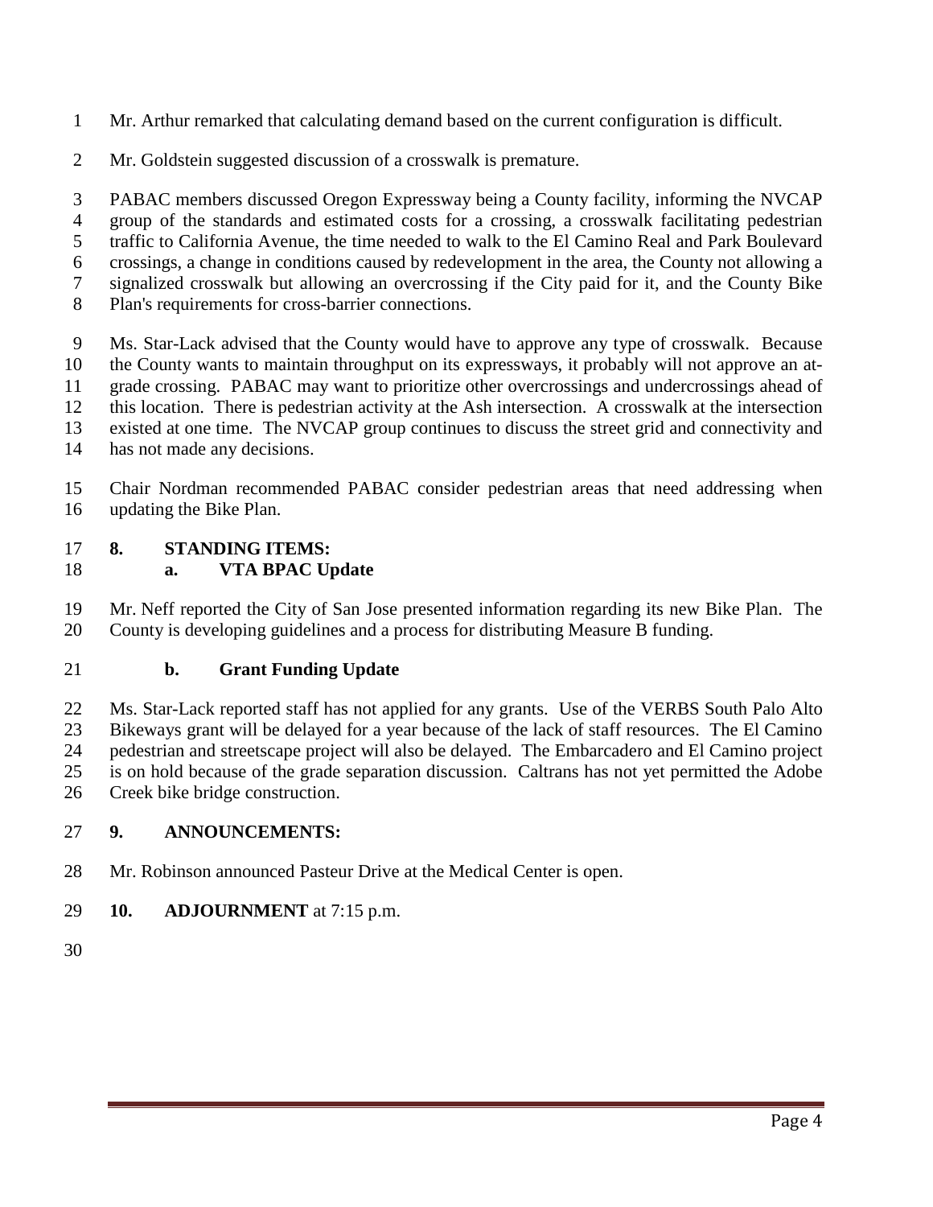Mr. Arthur remarked that calculating demand based on the current configuration is difficult.

Mr. Goldstein suggested discussion of a crosswalk is premature.

PABAC members discussed Oregon Expressway being a County facility, informing the NVCAP group of the standards and estimated costs for a crossing, a crosswalk facilitating pedestrian traffic to California Avenue, the time needed to walk to the El Camino Real and Park Boulevard crossings, a change in conditions caused by redevelopment in the area, the County not allowing a signalized crosswalk but allowing an overcrossing if the City paid for it, and the County Bike Plan's requirements for cross-barrier connections.

Ms. Star-Lack advised that the County would have to approve any type of crosswalk. Because the County wants to maintain throughput on its expressways, it probably will not approve an at-grade crossing. PABAC may want to prioritize other overcrossings and undercrossings ahead of this location. There is pedestrian activity at the Ash intersection. A crosswalk at the intersection existed at one time. The NVCAP group continues to discuss the street grid and connectivity and has not made any decisions.

Chair Nordman recommended PABAC consider pedestrian areas that need addressing when updating the Bike Plan.

## 8. STANDING ITEMS:

### a. VTA BPAC Update

Mr. Neff reported the City of San Jose presented information regarding its new Bike Plan. The County is developing guidelines and a process for distributing Measure B funding.

### b. Grant Funding Update

Ms. Star-Lack reported staff has not applied for any grants. Use of the VERBS South Palo Alto Bikeways grant will be delayed for a year because of the lack of staff resources. The El Camino pedestrian and streetscape project will also be delayed. The Embarcadero and El Camino project is on hold because of the grade separation discussion. Caltrans has not yet permitted the Adobe Creek bike bridge construction.

## 9. ANNOUNCEMENTS:

Mr. Robinson announced Pasteur Drive at the Medical Center is open.

## 10. ADJOURNMENT at 7:15 p.m.